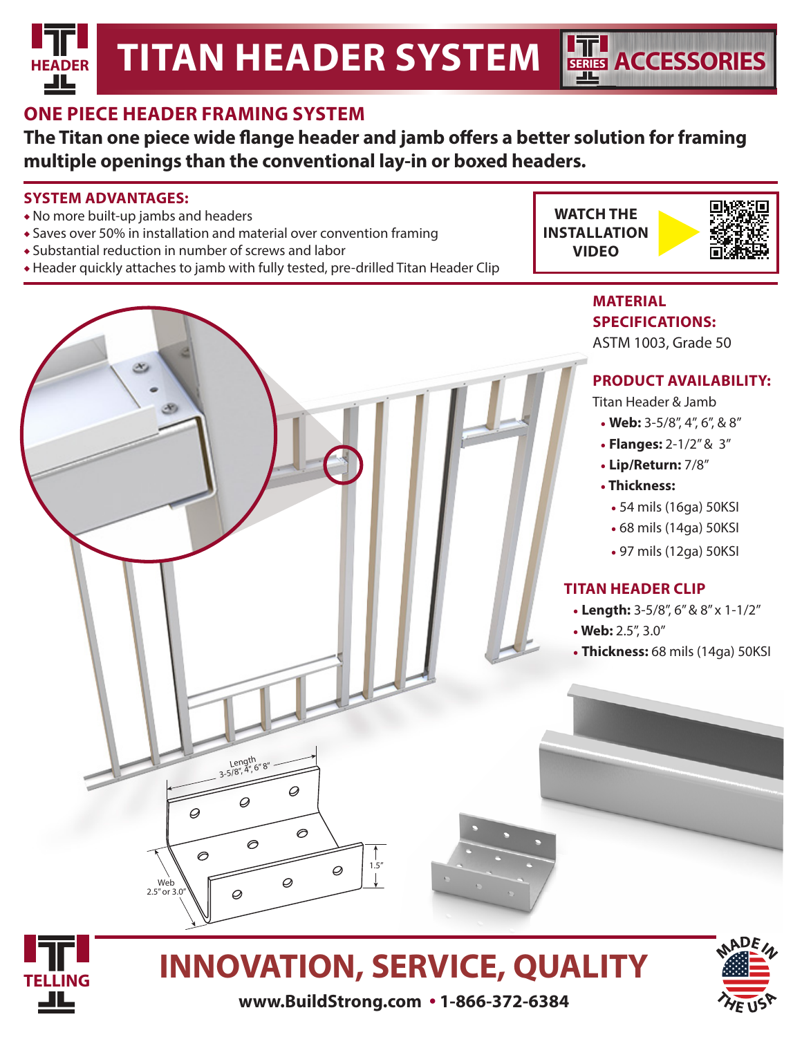# TITAN HEADER SYSTEM

ACCESSORIES

## ONE PIECE HEADER FRAMING SYSTEM

**The Titan one piece wide flange header and jamb offers a better solution for framing multiple openings than the conventional lay-in or boxed headers.**

### SYSTEM ADVANTAGES:

- No more built-up jambs and headers
- Saves over 50% in installation and material over convention framing
- Substantial reduction in number of screws and labor
- Header quickly attaches to jamb with fully tested, pre-drilled Titan Header Clip

**WATCH THE INSTALLATION VIDEO**

### MATERIAL SPECIFICATIONS:

ASTM 1003, Grade 50

### PRODUCT AVAILABILITY:

Titan Header & Jamb

- **Web:** 3-5/8", 4", 6", & 8"
- **Flanges:** 2-1/2" & 3"
- **Lip/Return:** 7/8"
- **Thickness:**
  - 54 mils (16ga) 50KSI
  - 68 mils (14ga) 50KSI
  - 97 mils (12ga) 50KSI

### TITAN HEADER CLIP

- **Length:** 3-5/8", 6" & 8" x 1-1/2"
- **Web:** 2.5", 3.0"
- **Thickness:** 68 mils (14ga) 50KSI

Length 3-5/8", 4", 6" 8"

Web 2.5" or 3.0"

1.5"

## INNOVATION, SERVICE, QUALITY

**www.BuildStrong.com • 1-866-372-6384**

MADE IN THE USA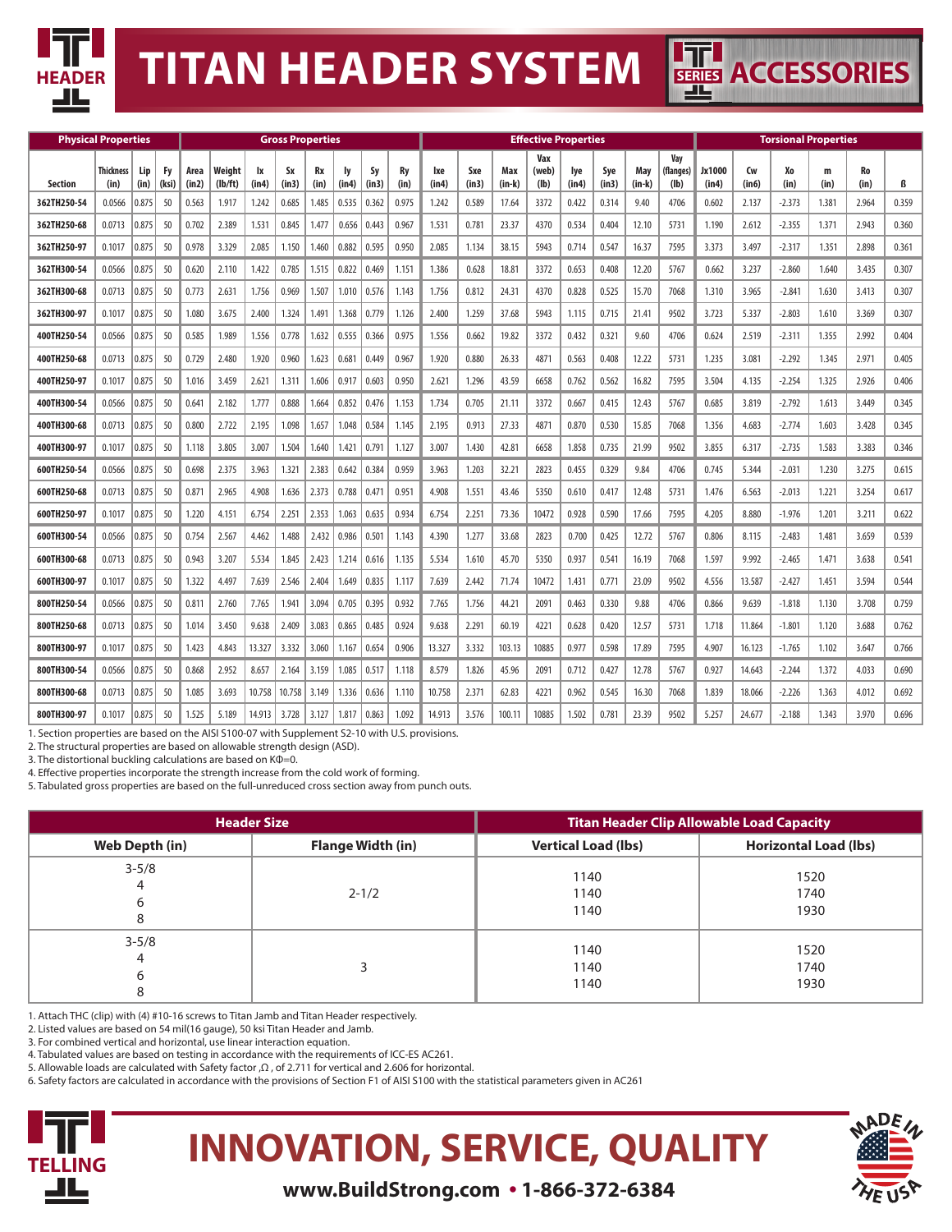# TITAN HEADER SYSTEM

## ACCESSORIES

| Physical Properties | | | | Gross Properties | | | | | | | | | Effective Properties | | | | | | | | Torsional Properties | | | | | |
|---|---|---|---|---|---|---|---|---|---|---|---|---|---|---|---|---|---|---|---|---|---|---|---|---|---|---|
| Section | Thickness (in) | Lip (in) | Fy (ksi) | Area (in2) | Weight (lb/ft) | Ix (in4) | Sx (in3) | Rx (in) | Iy (in4) | Sy (in3) | Ry (in) | Ixe (in4) | Sxe (in3) | Max (in-k) | Vax (web) (lb) | Iye (in4) | Sye (in3) | May (in-k) | Vay (flanges) (lb) | Jx1000 (in4) | Cw (in6) | Xo (in) | m (in) | Ro (in) | ß |
| 362TH250-54 | 0.0566 | 0.875 | 50 | 0.563 | 1.917 | 1.242 | 0.685 | 1.485 | 0.535 | 0.362 | 0.975 | 1.242 | 0.589 | 17.64 | 3372 | 0.422 | 0.314 | 9.40 | 4706 | 0.602 | 2.137 | -2.373 | 1.381 | 2.964 | 0.359 |
| 362TH250-68 | 0.0713 | 0.875 | 50 | 0.702 | 2.389 | 1.531 | 0.845 | 1.477 | 0.656 | 0.443 | 0.967 | 1.531 | 0.781 | 23.37 | 4370 | 0.534 | 0.404 | 12.10 | 5731 | 1.190 | 2.612 | -2.355 | 1.371 | 2.943 | 0.360 |
| 362TH250-97 | 0.1017 | 0.875 | 50 | 0.978 | 3.329 | 2.085 | 1.150 | 1.460 | 0.882 | 0.595 | 0.950 | 2.085 | 1.134 | 38.15 | 5943 | 0.714 | 0.547 | 16.37 | 7595 | 3.373 | 3.497 | -2.317 | 1.351 | 2.898 | 0.361 |
| 362TH300-54 | 0.0566 | 0.875 | 50 | 0.620 | 2.110 | 1.422 | 0.785 | 1.515 | 0.822 | 0.469 | 1.151 | 1.386 | 0.628 | 18.81 | 3372 | 0.653 | 0.408 | 12.20 | 5767 | 0.662 | 3.237 | -2.860 | 1.640 | 3.435 | 0.307 |
| 362TH300-68 | 0.0713 | 0.875 | 50 | 0.773 | 2.631 | 1.756 | 0.969 | 1.507 | 1.010 | 0.576 | 1.143 | 1.756 | 0.812 | 24.31 | 4370 | 0.828 | 0.525 | 15.70 | 7068 | 1.310 | 3.965 | -2.841 | 1.630 | 3.413 | 0.307 |
| 362TH300-97 | 0.1017 | 0.875 | 50 | 1.080 | 3.675 | 2.400 | 1.324 | 1.491 | 1.368 | 0.779 | 1.126 | 2.400 | 1.259 | 37.68 | 5943 | 1.115 | 0.715 | 21.41 | 9502 | 3.723 | 5.337 | -2.803 | 1.610 | 3.369 | 0.307 |
| 400TH250-54 | 0.0566 | 0.875 | 50 | 0.585 | 1.989 | 1.556 | 0.778 | 1.632 | 0.555 | 0.366 | 0.975 | 1.556 | 0.662 | 19.82 | 3372 | 0.432 | 0.321 | 9.60 | 4706 | 0.624 | 2.519 | -2.311 | 1.355 | 2.992 | 0.404 |
| 400TH250-68 | 0.0713 | 0.875 | 50 | 0.729 | 2.480 | 1.920 | 0.960 | 1.623 | 0.681 | 0.449 | 0.967 | 1.920 | 0.880 | 26.33 | 4871 | 0.563 | 0.408 | 12.22 | 5731 | 1.235 | 3.081 | -2.292 | 1.345 | 2.971 | 0.405 |
| 400TH250-97 | 0.1017 | 0.875 | 50 | 1.016 | 3.459 | 2.621 | 1.311 | 1.606 | 0.917 | 0.603 | 0.950 | 2.621 | 1.296 | 43.59 | 6658 | 0.762 | 0.562 | 16.82 | 7595 | 3.504 | 4.135 | -2.254 | 1.325 | 2.926 | 0.406 |
| 400TH300-54 | 0.0566 | 0.875 | 50 | 0.641 | 2.182 | 1.777 | 0.888 | 1.664 | 0.852 | 0.476 | 1.153 | 1.734 | 0.705 | 21.11 | 3372 | 0.667 | 0.415 | 12.43 | 5767 | 0.685 | 3.819 | -2.792 | 1.613 | 3.449 | 0.345 |
| 400TH300-68 | 0.0713 | 0.875 | 50 | 0.800 | 2.722 | 2.195 | 1.098 | 1.657 | 1.048 | 0.584 | 1.145 | 2.195 | 0.913 | 27.33 | 4871 | 0.870 | 0.530 | 15.85 | 7068 | 1.356 | 4.683 | -2.774 | 1.603 | 3.428 | 0.345 |
| 400TH300-97 | 0.1017 | 0.875 | 50 | 1.118 | 3.805 | 3.007 | 1.504 | 1.640 | 1.421 | 0.791 | 1.127 | 3.007 | 1.430 | 42.81 | 6658 | 1.858 | 0.735 | 21.99 | 9502 | 3.855 | 6.317 | -2.735 | 1.583 | 3.383 | 0.346 |
| 600TH250-54 | 0.0566 | 0.875 | 50 | 0.698 | 2.375 | 3.963 | 1.321 | 2.383 | 0.642 | 0.384 | 0.959 | 3.963 | 1.203 | 32.21 | 2823 | 0.455 | 0.329 | 9.84 | 4706 | 0.745 | 5.344 | -2.031 | 1.230 | 3.275 | 0.615 |
| 600TH250-68 | 0.0713 | 0.875 | 50 | 0.871 | 2.965 | 4.908 | 1.636 | 2.373 | 0.788 | 0.471 | 0.951 | 4.908 | 1.551 | 43.46 | 5350 | 0.610 | 0.417 | 12.48 | 5731 | 1.476 | 6.563 | -2.013 | 1.221 | 3.254 | 0.617 |
| 600TH250-97 | 0.1017 | 0.875 | 50 | 1.220 | 4.151 | 6.754 | 2.251 | 2.353 | 1.063 | 0.635 | 0.934 | 6.754 | 2.251 | 73.36 | 10472 | 0.928 | 0.590 | 17.66 | 7595 | 4.205 | 8.880 | -1.976 | 1.201 | 3.211 | 0.622 |
| 600TH300-54 | 0.0566 | 0.875 | 50 | 0.754 | 2.567 | 4.462 | 1.488 | 2.432 | 0.986 | 0.501 | 1.143 | 4.390 | 1.277 | 33.68 | 2823 | 0.700 | 0.425 | 12.72 | 5767 | 0.806 | 8.115 | -2.483 | 1.481 | 3.659 | 0.539 |
| 600TH300-68 | 0.0713 | 0.875 | 50 | 0.943 | 3.207 | 5.534 | 1.845 | 2.423 | 1.214 | 0.616 | 1.135 | 5.534 | 1.610 | 45.70 | 5350 | 0.937 | 0.541 | 16.19 | 7068 | 1.597 | 9.992 | -2.465 | 1.471 | 3.638 | 0.541 |
| 600TH300-97 | 0.1017 | 0.875 | 50 | 1.322 | 4.497 | 7.639 | 2.546 | 2.404 | 1.649 | 0.835 | 1.117 | 7.639 | 2.442 | 71.74 | 10472 | 1.431 | 0.771 | 23.09 | 9502 | 4.556 | 13.587 | -2.427 | 1.451 | 3.594 | 0.544 |
| 800TH250-54 | 0.0566 | 0.875 | 50 | 0.811 | 2.760 | 7.765 | 1.941 | 3.094 | 0.705 | 0.395 | 0.932 | 7.765 | 1.756 | 44.21 | 2091 | 0.463 | 0.330 | 9.88 | 4706 | 0.866 | 9.639 | -1.818 | 1.130 | 3.708 | 0.759 |
| 800TH250-68 | 0.0713 | 0.875 | 50 | 1.014 | 3.450 | 9.638 | 2.409 | 3.083 | 0.865 | 0.485 | 0.924 | 9.638 | 2.291 | 60.19 | 4221 | 0.628 | 0.420 | 12.57 | 5731 | 1.718 | 11.864 | -1.801 | 1.120 | 3.688 | 0.762 |
| 800TH300-97 | 0.1017 | 0.875 | 50 | 1.423 | 4.843 | 13.327 | 3.332 | 3.060 | 1.167 | 0.654 | 0.906 | 13.327 | 3.332 | 103.13 | 10885 | 0.977 | 0.598 | 17.89 | 7595 | 4.907 | 16.123 | -1.765 | 1.102 | 3.647 | 0.766 |
| 800TH300-54 | 0.0566 | 0.875 | 50 | 0.868 | 2.952 | 8.657 | 2.164 | 3.159 | 1.085 | 0.517 | 1.118 | 8.579 | 1.826 | 45.96 | 2091 | 0.712 | 0.427 | 12.78 | 5767 | 0.927 | 14.643 | -2.244 | 1.372 | 4.033 | 0.690 |
| 800TH300-68 | 0.0713 | 0.875 | 50 | 1.085 | 3.693 | 10.758 | 10.758 | 3.149 | 1.336 | 0.636 | 1.110 | 10.758 | 2.371 | 62.83 | 4221 | 0.962 | 0.545 | 16.30 | 7068 | 1.839 | 18.066 | -2.226 | 1.363 | 4.012 | 0.692 |
| 800TH300-97 | 0.1017 | 0.875 | 50 | 1.525 | 5.189 | 14.913 | 3.728 | 3.127 | 1.817 | 0.863 | 1.092 | 14.913 | 3.576 | 100.11 | 10885 | 1.502 | 0.781 | 23.39 | 9502 | 5.257 | 24.677 | -2.188 | 1.343 | 3.970 | 0.696 |

1. Section properties are based on the AISI S100-07 with Supplement S2-10 with U.S. provisions.
2. The structural properties are based on allowable strength design (ASD).
3. The distortional buckling calculations are based on KΦ=0.
4. Effective properties incorporate the strength increase from the cold work of forming.
5. Tabulated gross properties are based on the full-unreduced cross section away from punch outs.

| Header Size | | Titan Header Clip Allowable Load Capacity | |
|---|---|---|---|
| Web Depth (in) | Flange Width (in) | Vertical Load (lbs) | Horizontal Load (lbs) |
| 3-5/8<br>4<br>6<br>8 | 2-1/2 | 1140<br>1140<br>1140 | 1520<br>1740<br>1930 |
| 3-5/8<br>4<br>6<br>8 | 3 | 1140<br>1140<br>1140 | 1520<br>1740<br>1930 |

1. Attach THC (clip) with (4) #10-16 screws to Titan Jamb and Titan Header respectively.
2. Listed values are based on 54 mil(16 gauge), 50 ksi Titan Header and Jamb.
3. For combined vertical and horizontal, use linear interaction equation.
4. Tabulated values are based on testing in accordance with the requirements of ICC-ES AC261.
5. Allowable loads are calculated with Safety factor ,Ω , of 2.711 for vertical and 2.606 for horizontal.
6. Safety factors are calculated in accordance with the provisions of Section F1 of AISI S100 with the statistical parameters given in AC261

## INNOVATION, SERVICE, QUALITY

**www.BuildStrong.com • 1-866-372-6384**